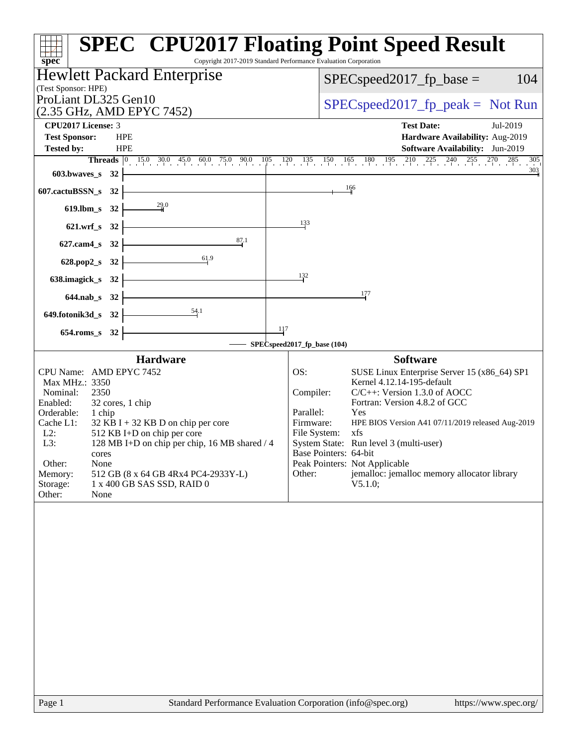# SPEC CPU2017 Floating Point Speed Result

Copyright 2017-2019 Standard Performance Evaluation Corporation

## Hewlett Packard Enterprise

(Test Sponsor: HPE)

ProLiant DL325 Gen10
(2.35 GHz, AMD EPYC 7452)

SPECspeed2017_fp_base = 104

SPECspeed2017_fp_peak = Not Run

**CPU2017 License:** 3
**Test Sponsor:** HPE
**Tested by:** HPE

**Test Date:** Jul-2019
**Hardware Availability:** Aug-2019
**Software Availability:** Jun-2019

| Benchmark | Threads | Result |
|---|---|---|
| 603.bwaves_s | 32 | 303 |
| 607.cactuBSSN_s | 32 | 166 |
| 619.lbm_s | 32 | 29.0 |
| 621.wrf_s | 32 | 133 |
| 627.cam4_s | 32 | 87.1 |
| 628.pop2_s | 32 | 61.9 |
| 638.imagick_s | 32 | 132 |
| 644.nab_s | 32 | 177 |
| 649.fotonik3d_s | 32 | 54.1 |
| 654.roms_s | 32 | 117 |

SPECspeed2017_fp_base (104)

### Hardware

| | |
|---|---|
| CPU Name: | AMD EPYC 7452 |
| Max MHz.: | 3350 |
| Nominal: | 2350 |
| Enabled: | 32 cores, 1 chip |
| Orderable: | 1 chip |
| Cache L1: | 32 KB I + 32 KB D on chip per core |
| L2: | 512 KB I+D on chip per core |
| L3: | 128 MB I+D on chip per chip, 16 MB shared / 4 cores |
| Other: | None |
| Memory: | 512 GB (8 x 64 GB 4Rx4 PC4-2933Y-L) |
| Storage: | 1 x 400 GB SAS SSD, RAID 0 |
| Other: | None |

### Software

| | |
|---|---|
| OS: | SUSE Linux Enterprise Server 15 (x86_64) SP1 Kernel 4.12.14-195-default |
| Compiler: | C/C++: Version 1.3.0 of AOCC Fortran: Version 4.8.2 of GCC |
| Parallel: | Yes |
| Firmware: | HPE BIOS Version A41 07/11/2019 released Aug-2019 |
| File System: | xfs |
| System State: | Run level 3 (multi-user) |
| Base Pointers: | 64-bit |
| Peak Pointers: | Not Applicable |
| Other: | jemalloc: jemalloc memory allocator library V5.1.0; |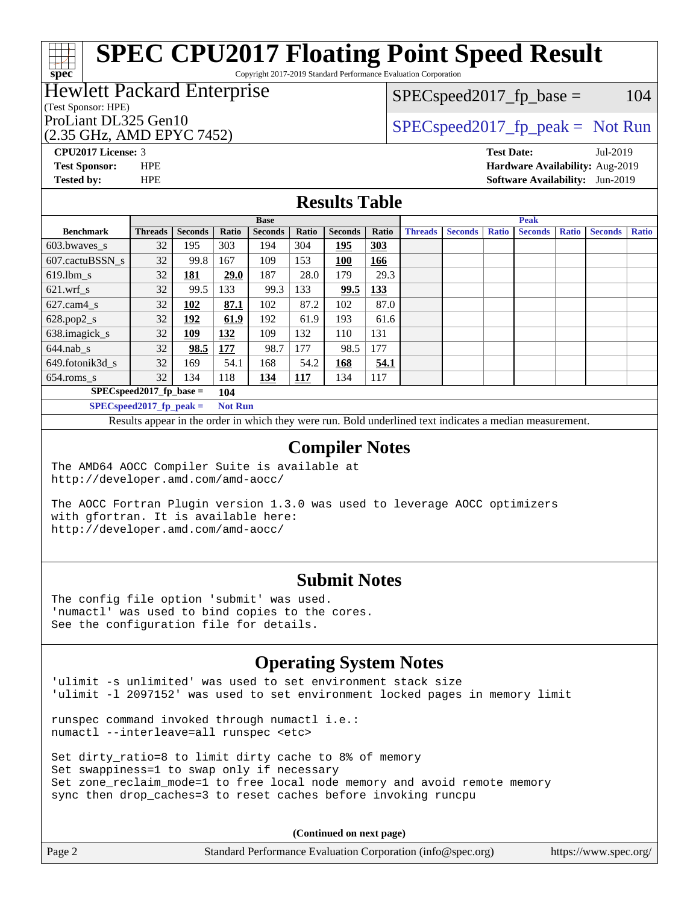# SPEC CPU2017 Floating Point Speed Result

Copyright 2017-2019 Standard Performance Evaluation Corporation

**Hewlett Packard Enterprise**
(Test Sponsor: HPE)
ProLiant DL325 Gen10
(2.35 GHz, AMD EPYC 7452)

SPECspeed2017_fp_base = 104
SPECspeed2017_fp_peak = Not Run

**CPU2017 License:** 3
**Test Sponsor:** HPE
**Tested by:** HPE

**Test Date:** Jul-2019
**Hardware Availability:** Aug-2019
**Software Availability:** Jun-2019

## Results Table

| Benchmark | Base | | | | | | | Peak | | | | | | |
|---|---|---|---|---|---|---|---|---|---|---|---|---|---|---|
| | Threads | Seconds | Ratio | Seconds | Ratio | Seconds | Ratio | Threads | Seconds | Ratio | Seconds | Ratio | Seconds | Ratio |
| 603.bwaves_s | 32 | 195 | 303 | 194 | 304 | **195** | **303** | | | | | | | |
| 607.cactuBSSN_s | 32 | 99.8 | 167 | 109 | 153 | **100** | **166** | | | | | | | |
| 619.lbm_s | 32 | **181** | **29.0** | 187 | 28.0 | 179 | 29.3 | | | | | | | |
| 621.wrf_s | 32 | 99.5 | 133 | 99.3 | 133 | **99.5** | **133** | | | | | | | |
| 627.cam4_s | 32 | **102** | **87.1** | 102 | 87.2 | 102 | 87.0 | | | | | | | |
| 628.pop2_s | 32 | **192** | **61.9** | 192 | 61.9 | 193 | 61.6 | | | | | | | |
| 638.imagick_s | 32 | **109** | **132** | 109 | 132 | 110 | 131 | | | | | | | |
| 644.nab_s | 32 | **98.5** | **177** | 98.7 | 177 | 98.5 | 177 | | | | | | | |
| 649.fotonik3d_s | 32 | 169 | 54.1 | 168 | 54.2 | **168** | **54.1** | | | | | | | |
| 654.roms_s | 32 | 134 | 118 | **134** | **117** | 134 | 117 | | | | | | | |

**SPECspeed2017_fp_base = 104**

**SPECspeed2017_fp_peak = Not Run**

Results appear in the order in which they were run. Bold underlined text indicates a median measurement.

## Compiler Notes

```
The AMD64 AOCC Compiler Suite is available at
http://developer.amd.com/amd-aocc/

The AOCC Fortran Plugin version 1.3.0 was used to leverage AOCC optimizers
with gfortran. It is available here:
http://developer.amd.com/amd-aocc/
```

## Submit Notes

```
The config file option 'submit' was used.
'numactl' was used to bind copies to the cores.
See the configuration file for details.
```

## Operating System Notes

```
'ulimit -s unlimited' was used to set environment stack size
'ulimit -l 2097152' was used to set environment locked pages in memory limit

runspec command invoked through numactl i.e.:
numactl --interleave=all runspec <etc>

Set dirty_ratio=8 to limit dirty cache to 8% of memory
Set swappiness=1 to swap only if necessary
Set zone_reclaim_mode=1 to free local node memory and avoid remote memory
sync then drop_caches=3 to reset caches before invoking runcpu
```

**(Continued on next page)**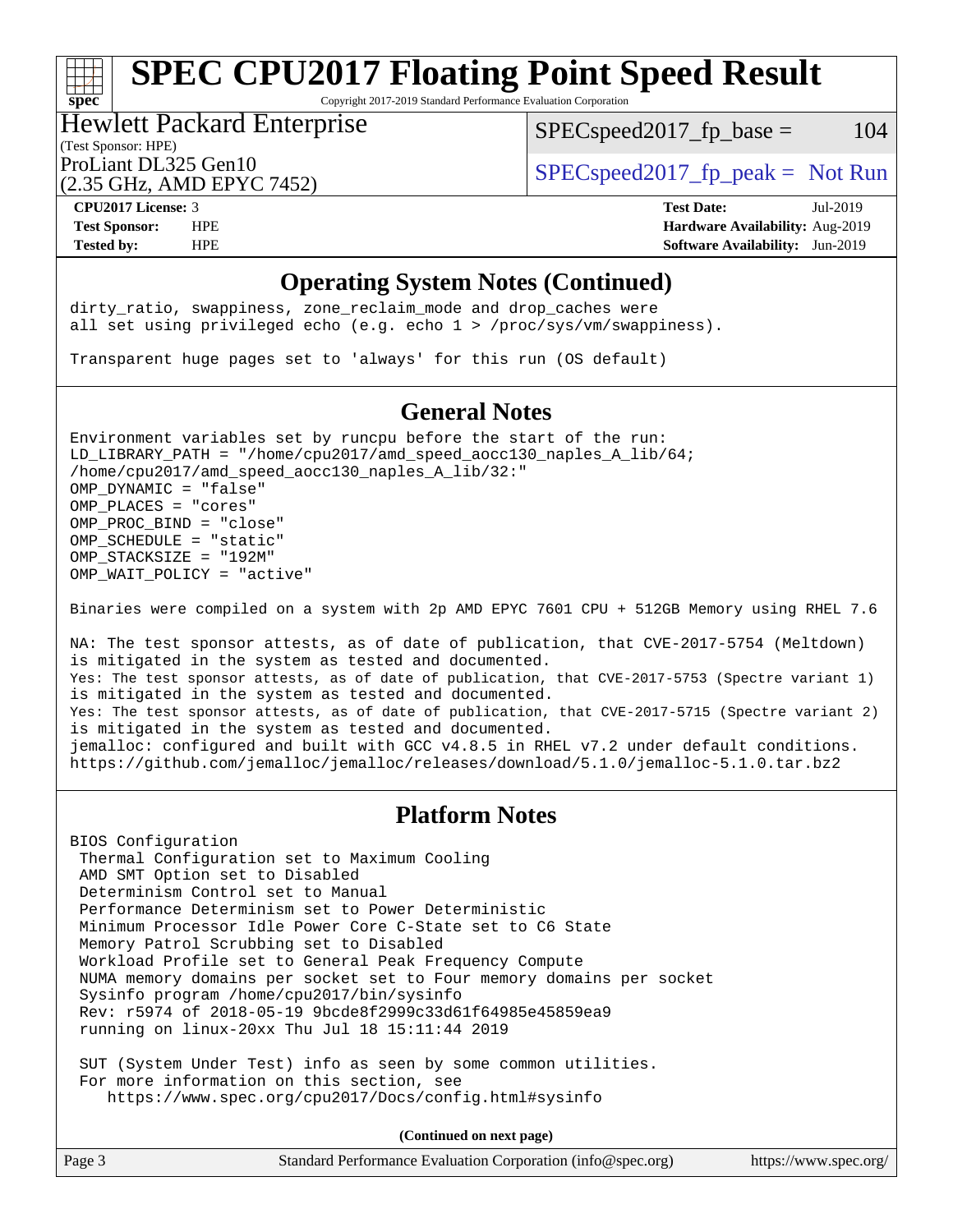## Operating System Notes (Continued)

```
dirty_ratio, swappiness, zone_reclaim_mode and drop_caches were
all set using privileged echo (e.g. echo 1 > /proc/sys/vm/swappiness).

Transparent huge pages set to 'always' for this run (OS default)
```

## General Notes

```
Environment variables set by runcpu before the start of the run:
LD_LIBRARY_PATH = "/home/cpu2017/amd_speed_aocc130_naples_A_lib/64;
/home/cpu2017/amd_speed_aocc130_naples_A_lib/32:"
OMP_DYNAMIC = "false"
OMP_PLACES = "cores"
OMP_PROC_BIND = "close"
OMP_SCHEDULE = "static"
OMP_STACKSIZE = "192M"
OMP_WAIT_POLICY = "active"

Binaries were compiled on a system with 2p AMD EPYC 7601 CPU + 512GB Memory using RHEL 7.6

NA: The test sponsor attests, as of date of publication, that CVE-2017-5754 (Meltdown)
is mitigated in the system as tested and documented.
Yes: The test sponsor attests, as of date of publication, that CVE-2017-5753 (Spectre variant 1)
is mitigated in the system as tested and documented.
Yes: The test sponsor attests, as of date of publication, that CVE-2017-5715 (Spectre variant 2)
is mitigated in the system as tested and documented.
jemalloc: configured and built with GCC v4.8.5 in RHEL v7.2 under default conditions.
https://github.com/jemalloc/jemalloc/releases/download/5.1.0/jemalloc-5.1.0.tar.bz2
```

## Platform Notes

```
BIOS Configuration
 Thermal Configuration set to Maximum Cooling
 AMD SMT Option set to Disabled
 Determinism Control set to Manual
 Performance Determinism set to Power Deterministic
 Minimum Processor Idle Power Core C-State set to C6 State
 Memory Patrol Scrubbing set to Disabled
 Workload Profile set to General Peak Frequency Compute
 NUMA memory domains per socket set to Four memory domains per socket
 Sysinfo program /home/cpu2017/bin/sysinfo
 Rev: r5974 of 2018-05-19 9bcde8f2999c33d61f64985e45859ea9
 running on linux-20xx Thu Jul 18 15:11:44 2019

 SUT (System Under Test) info as seen by some common utilities.
 For more information on this section, see
    https://www.spec.org/cpu2017/Docs/config.html#sysinfo
```

**(Continued on next page)**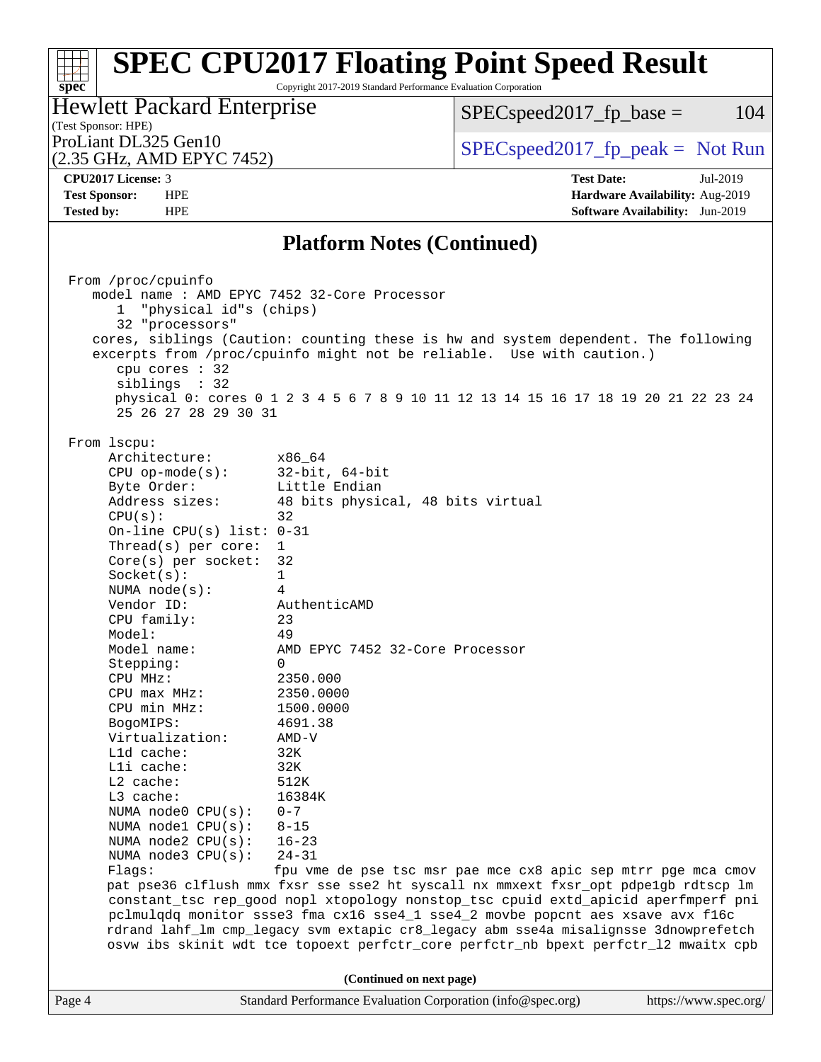## Platform Notes (Continued)

```
From /proc/cpuinfo
   model name : AMD EPYC 7452 32-Core Processor
      1  "physical id"s (chips)
      32 "processors"
   cores, siblings (Caution: counting these is hw and system dependent. The following
   excerpts from /proc/cpuinfo might not be reliable.  Use with caution.)
      cpu cores : 32
      siblings  : 32
      physical 0: cores 0 1 2 3 4 5 6 7 8 9 10 11 12 13 14 15 16 17 18 19 20 21 22 23 24
      25 26 27 28 29 30 31

From lscpu:
     Architecture:        x86_64
     CPU op-mode(s):      32-bit, 64-bit
     Byte Order:          Little Endian
     Address sizes:       48 bits physical, 48 bits virtual
     CPU(s):              32
     On-line CPU(s) list: 0-31
     Thread(s) per core:  1
     Core(s) per socket:  32
     Socket(s):           1
     NUMA node(s):        4
     Vendor ID:           AuthenticAMD
     CPU family:          23
     Model:               49
     Model name:          AMD EPYC 7452 32-Core Processor
     Stepping:            0
     CPU MHz:             2350.000
     CPU max MHz:         2350.0000
     CPU min MHz:         1500.0000
     BogoMIPS:            4691.38
     Virtualization:      AMD-V
     L1d cache:           32K
     L1i cache:           32K
     L2 cache:            512K
     L3 cache:            16384K
     NUMA node0 CPU(s):   0-7
     NUMA node1 CPU(s):   8-15
     NUMA node2 CPU(s):   16-23
     NUMA node3 CPU(s):   24-31
     Flags:               fpu vme de pse tsc msr pae mce cx8 apic sep mtrr pge mca cmov
     pat pse36 clflush mmx fxsr sse sse2 ht syscall nx mmxext fxsr_opt pdpe1gb rdtscp lm
     constant_tsc rep_good nopl xtopology nonstop_tsc cpuid extd_apicid aperfmperf pni
     pclmulqdq monitor ssse3 fma cx16 sse4_1 sse4_2 movbe popcnt aes xsave avx f16c
     rdrand lahf_lm cmp_legacy svm extapic cr8_legacy abm sse4a misalignsse 3dnowprefetch
     osvw ibs skinit wdt tce topoext perfctr_core perfctr_nb bpext perfctr_l2 mwaitx cpb
```

(Continued on next page)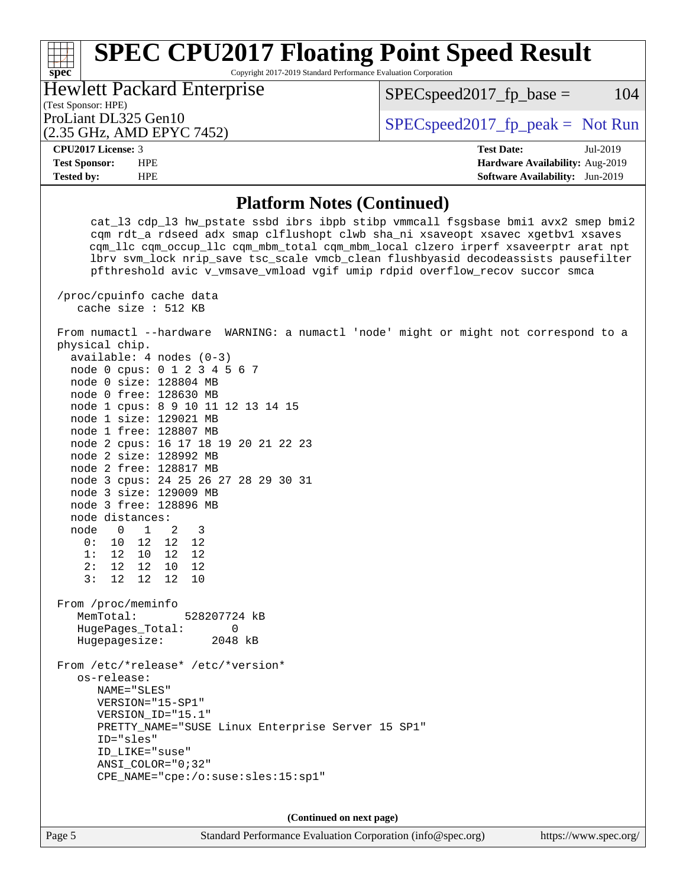## Platform Notes (Continued)

```
      cat_l3 cdp_l3 hw_pstate ssbd ibrs ibpb stibp vmmcall fsgsbase bmi1 avx2 smep bmi2
      cqm rdt_a rdseed adx smap clflushopt clwb sha_ni xsaveopt xsavec xgetbv1 xsaves
      cqm_llc cqm_occup_llc cqm_mbm_total cqm_mbm_local clzero irperf xsaveerptr arat npt
      lbrv svm_lock nrip_save tsc_scale vmcb_clean flushbyasid decodeassists pausefilter
      pfthreshold avic v_vmsave_vmload vgif umip rdpid overflow_recov succor smca

 /proc/cpuinfo cache data
    cache size : 512 KB

 From numactl --hardware  WARNING: a numactl 'node' might or might not correspond to a
 physical chip.
   available: 4 nodes (0-3)
   node 0 cpus: 0 1 2 3 4 5 6 7
   node 0 size: 128804 MB
   node 0 free: 128630 MB
   node 1 cpus: 8 9 10 11 12 13 14 15
   node 1 size: 129021 MB
   node 1 free: 128807 MB
   node 2 cpus: 16 17 18 19 20 21 22 23
   node 2 size: 128992 MB
   node 2 free: 128817 MB
   node 3 cpus: 24 25 26 27 28 29 30 31
   node 3 size: 129009 MB
   node 3 free: 128896 MB
   node distances:
   node   0   1   2   3
     0:  10  12  12  12
     1:  12  10  12  12
     2:  12  12  10  12
     3:  12  12  12  10

 From /proc/meminfo
    MemTotal:       528207724 kB
    HugePages_Total:       0
    Hugepagesize:       2048 kB

 From /etc/*release* /etc/*version*
    os-release:
       NAME="SLES"
       VERSION="15-SP1"
       VERSION_ID="15.1"
       PRETTY_NAME="SUSE Linux Enterprise Server 15 SP1"
       ID="sles"
       ID_LIKE="suse"
       ANSI_COLOR="0;32"
       CPE_NAME="cpe:/o:suse:sles:15:sp1"
```

(Continued on next page)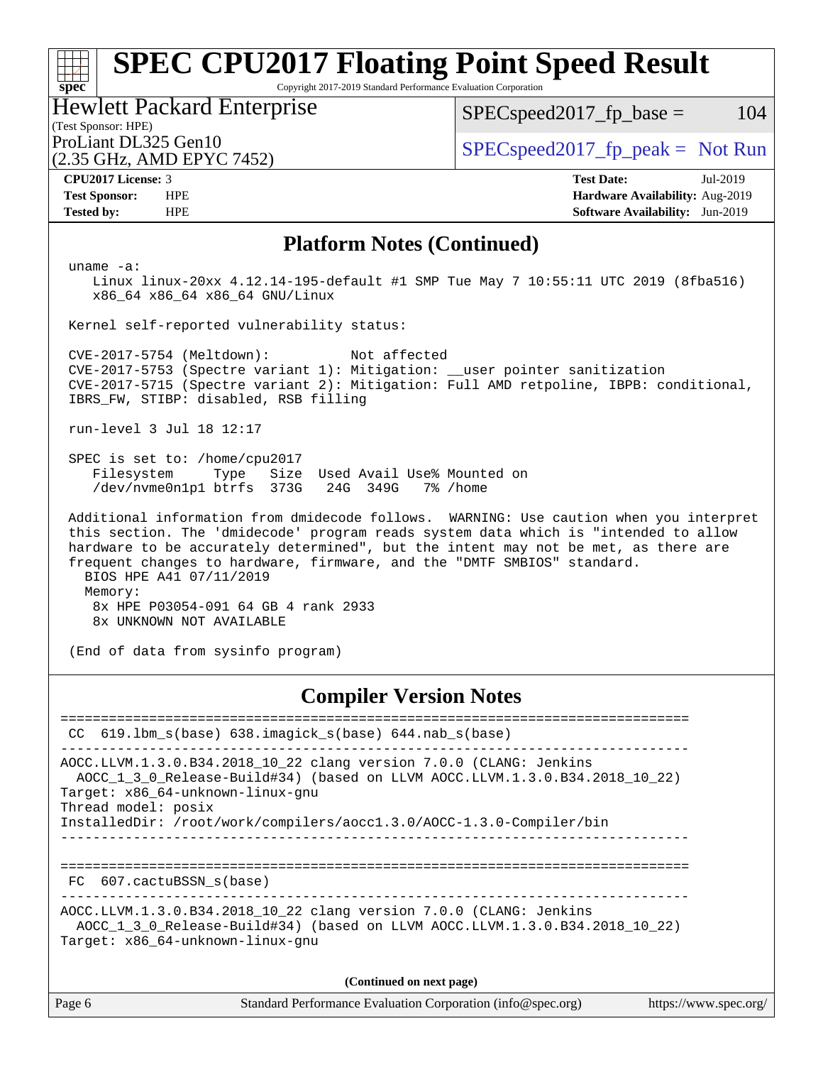## Platform Notes (Continued)

```
uname -a:
   Linux linux-20xx 4.12.14-195-default #1 SMP Tue May 7 10:55:11 UTC 2019 (8fba516)
   x86_64 x86_64 x86_64 GNU/Linux

Kernel self-reported vulnerability status:

CVE-2017-5754 (Meltdown):          Not affected
CVE-2017-5753 (Spectre variant 1): Mitigation: __user pointer sanitization
CVE-2017-5715 (Spectre variant 2): Mitigation: Full AMD retpoline, IBPB: conditional,
IBRS_FW, STIBP: disabled, RSB filling

run-level 3 Jul 18 12:17

SPEC is set to: /home/cpu2017
   Filesystem     Type   Size  Used Avail Use% Mounted on
   /dev/nvme0n1p1 btrfs  373G   24G  349G   7% /home

Additional information from dmidecode follows.  WARNING: Use caution when you interpret
this section. The 'dmidecode' program reads system data which is "intended to allow
hardware to be accurately determined", but the intent may not be met, as there are
frequent changes to hardware, firmware, and the "DMTF SMBIOS" standard.
  BIOS HPE A41 07/11/2019
  Memory:
    8x HPE P03054-091 64 GB 4 rank 2933
    8x UNKNOWN NOT AVAILABLE

(End of data from sysinfo program)
```

## Compiler Version Notes

```
==============================================================================
 CC  619.lbm_s(base) 638.imagick_s(base) 644.nab_s(base)
------------------------------------------------------------------------------
AOCC.LLVM.1.3.0.B34.2018_10_22 clang version 7.0.0 (CLANG: Jenkins
  AOCC_1_3_0_Release-Build#34) (based on LLVM AOCC.LLVM.1.3.0.B34.2018_10_22)
Target: x86_64-unknown-linux-gnu
Thread model: posix
InstalledDir: /root/work/compilers/aocc1.3.0/AOCC-1.3.0-Compiler/bin
------------------------------------------------------------------------------

==============================================================================
 FC  607.cactuBSSN_s(base)
------------------------------------------------------------------------------
AOCC.LLVM.1.3.0.B34.2018_10_22 clang version 7.0.0 (CLANG: Jenkins
  AOCC_1_3_0_Release-Build#34) (based on LLVM AOCC.LLVM.1.3.0.B34.2018_10_22)
Target: x86_64-unknown-linux-gnu
```

(Continued on next page)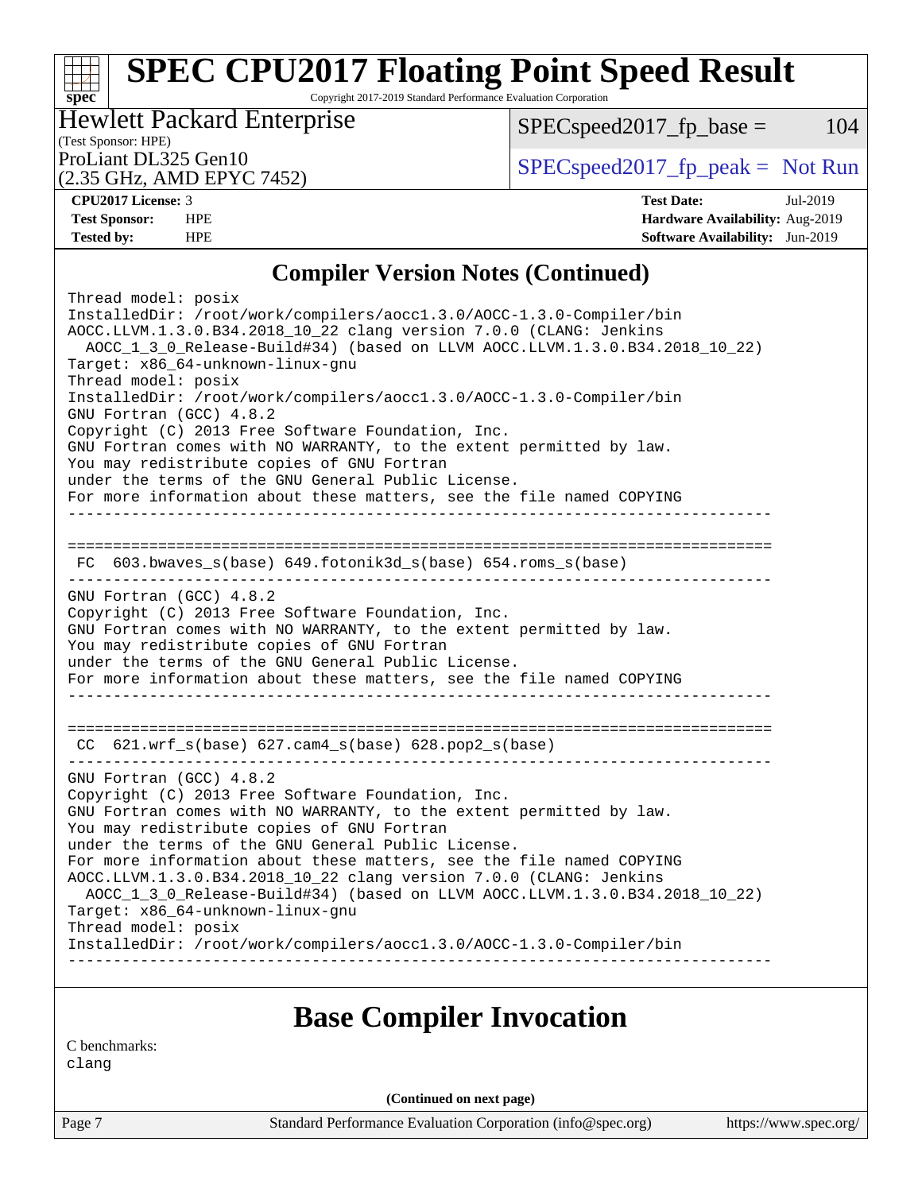## Compiler Version Notes (Continued)

```
Thread model: posix
InstalledDir: /root/work/compilers/aocc1.3.0/AOCC-1.3.0-Compiler/bin
AOCC.LLVM.1.3.0.B34.2018_10_22 clang version 7.0.0 (CLANG: Jenkins
  AOCC_1_3_0_Release-Build#34) (based on LLVM AOCC.LLVM.1.3.0.B34.2018_10_22)
Target: x86_64-unknown-linux-gnu
Thread model: posix
InstalledDir: /root/work/compilers/aocc1.3.0/AOCC-1.3.0-Compiler/bin
GNU Fortran (GCC) 4.8.2
Copyright (C) 2013 Free Software Foundation, Inc.
GNU Fortran comes with NO WARRANTY, to the extent permitted by law.
You may redistribute copies of GNU Fortran
under the terms of the GNU General Public License.
For more information about these matters, see the file named COPYING
------------------------------------------------------------------------------

==============================================================================
 FC  603.bwaves_s(base) 649.fotonik3d_s(base) 654.roms_s(base)
------------------------------------------------------------------------------
GNU Fortran (GCC) 4.8.2
Copyright (C) 2013 Free Software Foundation, Inc.
GNU Fortran comes with NO WARRANTY, to the extent permitted by law.
You may redistribute copies of GNU Fortran
under the terms of the GNU General Public License.
For more information about these matters, see the file named COPYING
------------------------------------------------------------------------------

==============================================================================
 CC  621.wrf_s(base) 627.cam4_s(base) 628.pop2_s(base)
------------------------------------------------------------------------------
GNU Fortran (GCC) 4.8.2
Copyright (C) 2013 Free Software Foundation, Inc.
GNU Fortran comes with NO WARRANTY, to the extent permitted by law.
You may redistribute copies of GNU Fortran
under the terms of the GNU General Public License.
For more information about these matters, see the file named COPYING
AOCC.LLVM.1.3.0.B34.2018_10_22 clang version 7.0.0 (CLANG: Jenkins
  AOCC_1_3_0_Release-Build#34) (based on LLVM AOCC.LLVM.1.3.0.B34.2018_10_22)
Target: x86_64-unknown-linux-gnu
Thread model: posix
InstalledDir: /root/work/compilers/aocc1.3.0/AOCC-1.3.0-Compiler/bin
------------------------------------------------------------------------------
```

## Base Compiler Invocation

C benchmarks:
clang

(Continued on next page)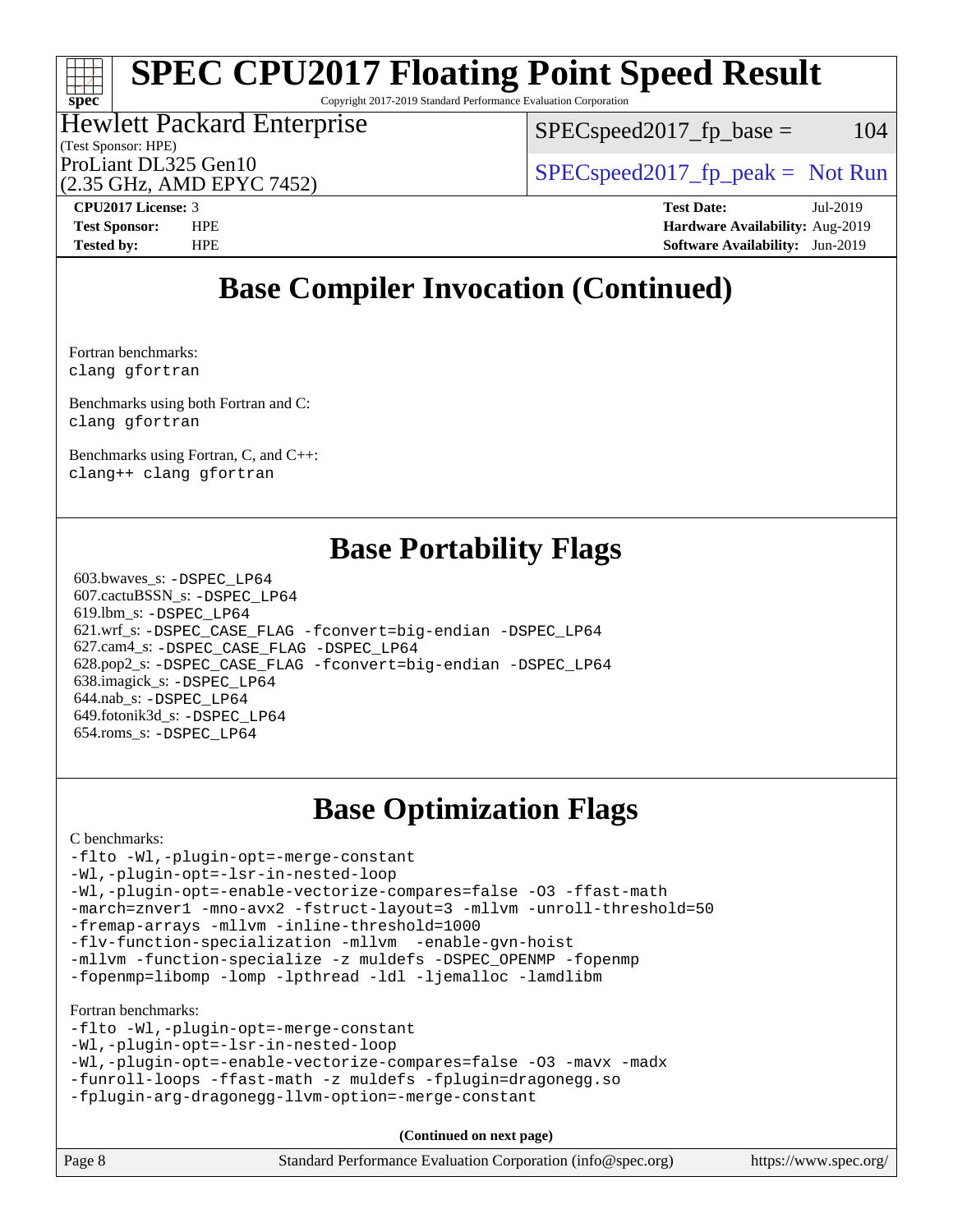# SPEC CPU2017 Floating Point Speed Result

Copyright 2017-2019 Standard Performance Evaluation Corporation

**Hewlett Packard Enterprise**
(Test Sponsor: HPE)
ProLiant DL325 Gen10
(2.35 GHz, AMD EPYC 7452)

SPECspeed2017_fp_base = 104

SPECspeed2017_fp_peak = Not Run

**CPU2017 License:** 3
**Test Sponsor:** HPE
**Tested by:** HPE

**Test Date:** Jul-2019
**Hardware Availability:** Aug-2019
**Software Availability:** Jun-2019

## Base Compiler Invocation (Continued)

Fortran benchmarks:
```
clang gfortran
```

Benchmarks using both Fortran and C:
```
clang gfortran
```

Benchmarks using Fortran, C, and C++:
```
clang++ clang gfortran
```

## Base Portability Flags

603.bwaves_s: `-DSPEC_LP64`
607.cactuBSSN_s: `-DSPEC_LP64`
619.lbm_s: `-DSPEC_LP64`
621.wrf_s: `-DSPEC_CASE_FLAG -fconvert=big-endian -DSPEC_LP64`
627.cam4_s: `-DSPEC_CASE_FLAG -DSPEC_LP64`
628.pop2_s: `-DSPEC_CASE_FLAG -fconvert=big-endian -DSPEC_LP64`
638.imagick_s: `-DSPEC_LP64`
644.nab_s: `-DSPEC_LP64`
649.fotonik3d_s: `-DSPEC_LP64`
654.roms_s: `-DSPEC_LP64`

## Base Optimization Flags

C benchmarks:
```
-flto -Wl,-plugin-opt=-merge-constant
-Wl,-plugin-opt=-lsr-in-nested-loop
-Wl,-plugin-opt=-enable-vectorize-compares=false -O3 -ffast-math
-march=znver1 -mno-avx2 -fstruct-layout=3 -mllvm -unroll-threshold=50
-fremap-arrays -mllvm -inline-threshold=1000
-flv-function-specialization -mllvm  -enable-gvn-hoist
-mllvm -function-specialize -z muldefs -DSPEC_OPENMP -fopenmp
-fopenmp=libomp -lomp -lpthread -ldl -ljemalloc -lamdlibm
```

Fortran benchmarks:
```
-flto -Wl,-plugin-opt=-merge-constant
-Wl,-plugin-opt=-lsr-in-nested-loop
-Wl,-plugin-opt=-enable-vectorize-compares=false -O3 -mavx -madx
-funroll-loops -ffast-math -z muldefs -fplugin=dragonegg.so
-fplugin-arg-dragonegg-llvm-option=-merge-constant
```

**(Continued on next page)**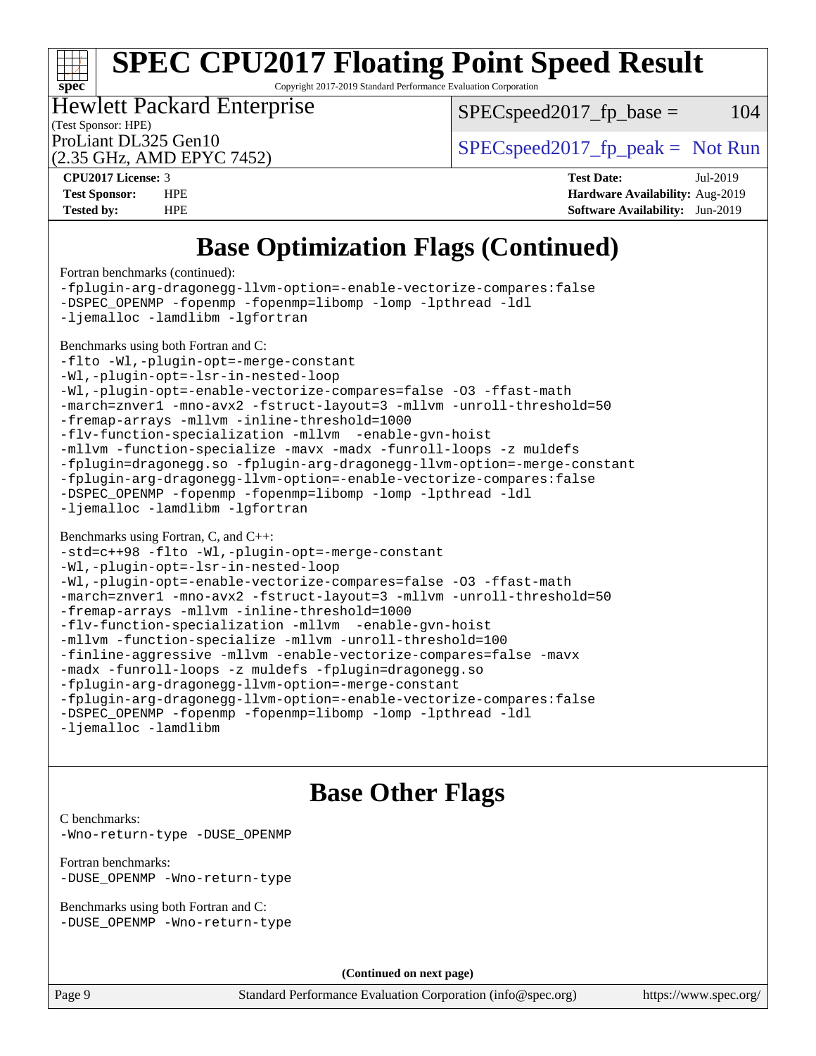# SPEC CPU2017 Floating Point Speed Result

Copyright 2017-2019 Standard Performance Evaluation Corporation

Hewlett Packard Enterprise
(Test Sponsor: HPE)
ProLiant DL325 Gen10
(2.35 GHz, AMD EPYC 7452)

SPECspeed2017_fp_base = 104

SPECspeed2017_fp_peak = Not Run

**CPU2017 License:** 3
**Test Sponsor:** HPE
**Tested by:** HPE

**Test Date:** Jul-2019
**Hardware Availability:** Aug-2019
**Software Availability:** Jun-2019

## Base Optimization Flags (Continued)

Fortran benchmarks (continued):

```
-fplugin-arg-dragonegg-llvm-option=-enable-vectorize-compares:false
-DSPEC_OPENMP -fopenmp -fopenmp=libomp -lomp -lpthread -ldl
-ljemalloc -lamdlibm -lgfortran
```

Benchmarks using both Fortran and C:

```
-flto -Wl,-plugin-opt=-merge-constant
-Wl,-plugin-opt=-lsr-in-nested-loop
-Wl,-plugin-opt=-enable-vectorize-compares=false -O3 -ffast-math
-march=znver1 -mno-avx2 -fstruct-layout=3 -mllvm -unroll-threshold=50
-fremap-arrays -mllvm -inline-threshold=1000
-flv-function-specialization -mllvm  -enable-gvn-hoist
-mllvm -function-specialize -mavx -madx -funroll-loops -z muldefs
-fplugin=dragonegg.so -fplugin-arg-dragonegg-llvm-option=-merge-constant
-fplugin-arg-dragonegg-llvm-option=-enable-vectorize-compares:false
-DSPEC_OPENMP -fopenmp -fopenmp=libomp -lomp -lpthread -ldl
-ljemalloc -lamdlibm -lgfortran
```

Benchmarks using Fortran, C, and C++:

```
-std=c++98 -flto -Wl,-plugin-opt=-merge-constant
-Wl,-plugin-opt=-lsr-in-nested-loop
-Wl,-plugin-opt=-enable-vectorize-compares=false -O3 -ffast-math
-march=znver1 -mno-avx2 -fstruct-layout=3 -mllvm -unroll-threshold=50
-fremap-arrays -mllvm -inline-threshold=1000
-flv-function-specialization -mllvm  -enable-gvn-hoist
-mllvm -function-specialize -mllvm -unroll-threshold=100
-finline-aggressive -mllvm -enable-vectorize-compares=false -mavx
-madx -funroll-loops -z muldefs -fplugin=dragonegg.so
-fplugin-arg-dragonegg-llvm-option=-merge-constant
-fplugin-arg-dragonegg-llvm-option=-enable-vectorize-compares:false
-DSPEC_OPENMP -fopenmp -fopenmp=libomp -lomp -lpthread -ldl
-ljemalloc -lamdlibm
```

## Base Other Flags

C benchmarks:

```
-Wno-return-type -DUSE_OPENMP
```

Fortran benchmarks:

```
-DUSE_OPENMP -Wno-return-type
```

Benchmarks using both Fortran and C:

```
-DUSE_OPENMP -Wno-return-type
```

**(Continued on next page)**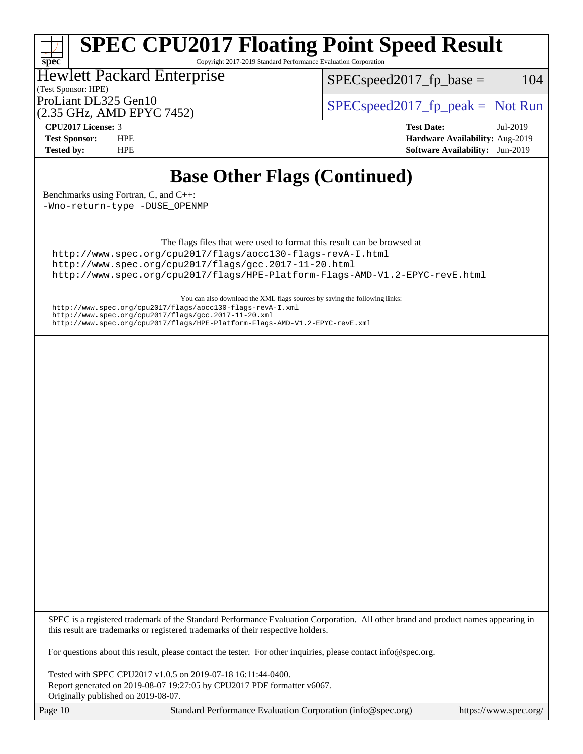# Base Other Flags (Continued)

Benchmarks using Fortran, C, and C++:
-Wno-return-type -DUSE_OPENMP

The flags files that were used to format this result can be browsed at
http://www.spec.org/cpu2017/flags/aocc130-flags-revA-I.html
http://www.spec.org/cpu2017/flags/gcc.2017-11-20.html
http://www.spec.org/cpu2017/flags/HPE-Platform-Flags-AMD-V1.2-EPYC-revE.html

You can also download the XML flags sources by saving the following links:
http://www.spec.org/cpu2017/flags/aocc130-flags-revA-I.xml
http://www.spec.org/cpu2017/flags/gcc.2017-11-20.xml
http://www.spec.org/cpu2017/flags/HPE-Platform-Flags-AMD-V1.2-EPYC-revE.xml

SPEC is a registered trademark of the Standard Performance Evaluation Corporation. All other brand and product names appearing in this result are trademarks or registered trademarks of their respective holders.

For questions about this result, please contact the tester. For other inquiries, please contact info@spec.org.

Tested with SPEC CPU2017 v1.0.5 on 2019-07-18 16:11:44-0400.
Report generated on 2019-08-07 19:27:05 by CPU2017 PDF formatter v6067.
Originally published on 2019-08-07.